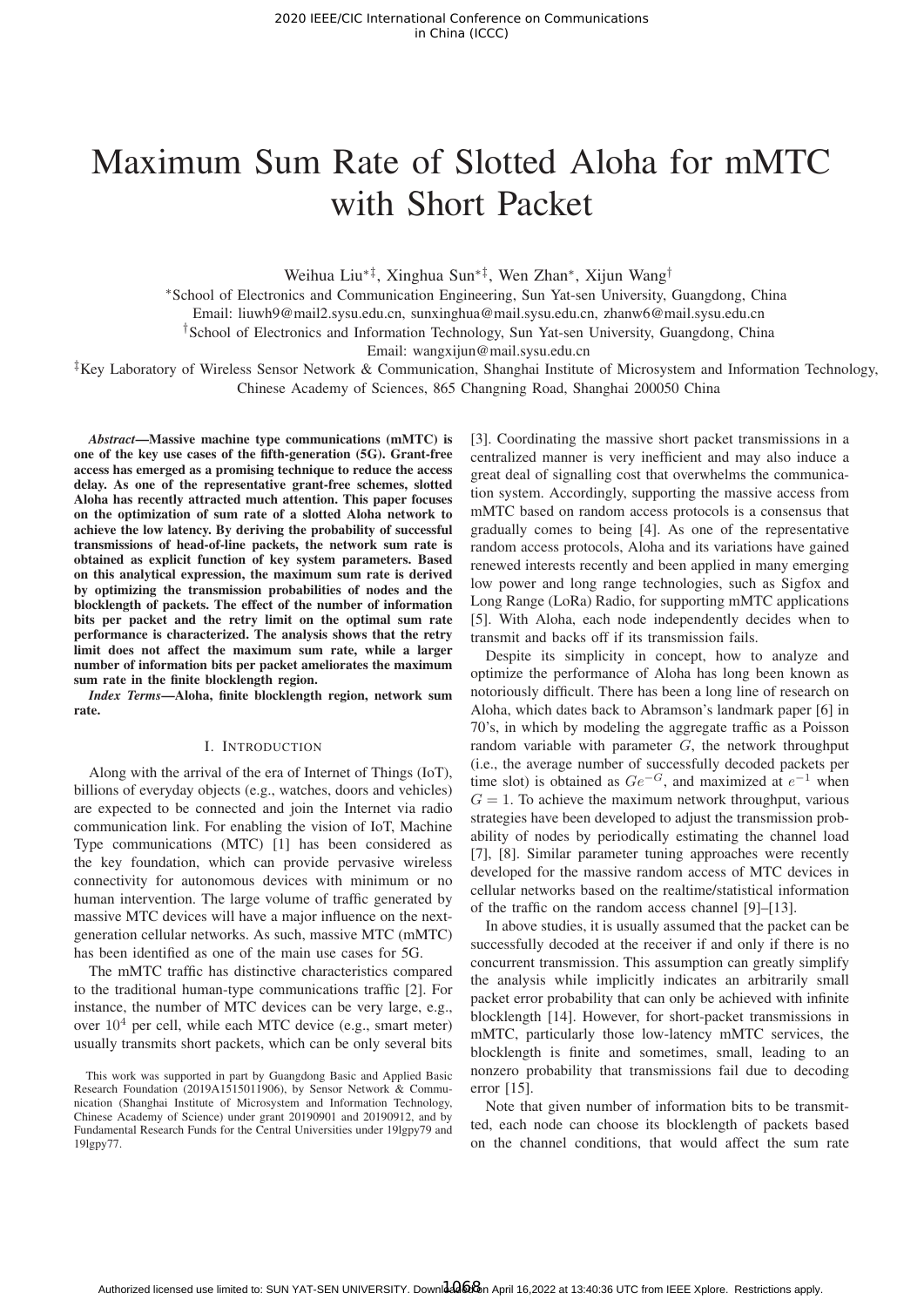# Maximum Sum Rate of Slotted Aloha for mMTC with Short Packet

Weihua Liu[*‡], Xinghua Sun[*‡], Wen Zhan[*], Xijun Wang[†]

[*]School of Electronics and Communication Engineering, Sun Yat-sen University, Guangdong, China
Email: liuwh9@mail2.sysu.edu.cn, sunxinghua@mail.sysu.edu.cn, zhanw6@mail.sysu.edu.cn

[†]School of Electronics and Information Technology, Sun Yat-sen University, Guangdong, China
Email: wangxijun@mail.sysu.edu.cn

[‡]Key Laboratory of Wireless Sensor Network & Communication, Shanghai Institute of Microsystem and Information Technology, Chinese Academy of Sciences, 865 Changning Road, Shanghai 200050 China

***Abstract*—Massive machine type communications (mMTC) is one of the key use cases of the fifth-generation (5G). Grant-free access has emerged as a promising technique to reduce the access delay. As one of the representative grant-free schemes, slotted Aloha has recently attracted much attention. This paper focuses on the optimization of sum rate of a slotted Aloha network to achieve the low latency. By deriving the probability of successful transmissions of head-of-line packets, the network sum rate is obtained as explicit function of key system parameters. Based on this analytical expression, the maximum sum rate is derived by optimizing the transmission probabilities of nodes and the blocklength of packets. The effect of the number of information bits per packet and the retry limit on the optimal sum rate performance is characterized. The analysis shows that the retry limit does not affect the maximum sum rate, while a larger number of information bits per packet ameliorates the maximum sum rate in the finite blocklength region.**

***Index Terms*—Aloha, finite blocklength region, network sum rate.**

## I. Introduction

Along with the arrival of the era of Internet of Things (IoT), billions of everyday objects (e.g., watches, doors and vehicles) are expected to be connected and join the Internet via radio communication link. For enabling the vision of IoT, Machine Type communications (MTC) [1] has been considered as the key foundation, which can provide pervasive wireless connectivity for autonomous devices with minimum or no human intervention. The large volume of traffic generated by massive MTC devices will have a major influence on the next-generation cellular networks. As such, massive MTC (mMTC) has been identified as one of the main use cases for 5G.

The mMTC traffic has distinctive characteristics compared to the traditional human-type communications traffic [2]. For instance, the number of MTC devices can be very large, e.g., over $10^4$ per cell, while each MTC device (e.g., smart meter) usually transmits short packets, which can be only several bits [3]. Coordinating the massive short packet transmissions in a centralized manner is very inefficient and may also induce a great deal of signalling cost that overwhelms the communication system. Accordingly, supporting the massive access from mMTC based on random access protocols is a consensus that gradually comes to being [4]. As one of the representative random access protocols, Aloha and its variations have gained renewed interests recently and been applied in many emerging low power and long range technologies, such as Sigfox and Long Range (LoRa) Radio, for supporting mMTC applications [5]. With Aloha, each node independently decides when to transmit and backs off if its transmission fails.

Despite its simplicity in concept, how to analyze and optimize the performance of Aloha has long been known as notoriously difficult. There has been a long line of research on Aloha, which dates back to Abramson's landmark paper [6] in 70's, in which by modeling the aggregate traffic as a Poisson random variable with parameter $G$, the network throughput (i.e., the average number of successfully decoded packets per time slot) is obtained as $Ge^{-G}$, and maximized at $e^{-1}$ when $G = 1$. To achieve the maximum network throughput, various strategies have been developed to adjust the transmission probability of nodes by periodically estimating the channel load [7], [8]. Similar parameter tuning approaches were recently developed for the massive random access of MTC devices in cellular networks based on the realtime/statistical information of the traffic on the random access channel [9]–[13].

In above studies, it is usually assumed that the packet can be successfully decoded at the receiver if and only if there is no concurrent transmission. This assumption can greatly simplify the analysis while implicitly indicates an arbitrarily small packet error probability that can only be achieved with infinite blocklength [14]. However, for short-packet transmissions in mMTC, particularly those low-latency mMTC services, the blocklength is finite and sometimes, small, leading to an nonzero probability that transmissions fail due to decoding error [15].

Note that given number of information bits to be transmitted, each node can choose its blocklength of packets based on the channel conditions, that would affect the sum rate

This work was supported in part by Guangdong Basic and Applied Basic Research Foundation (2019A1515011906), by Sensor Network & Communication (Shanghai Institute of Microsystem and Information Technology, Chinese Academy of Science) under grant 20190901 and 20190912, and by Fundamental Research Funds for the Central Universities under 19lgpy79 and 19lgpy77.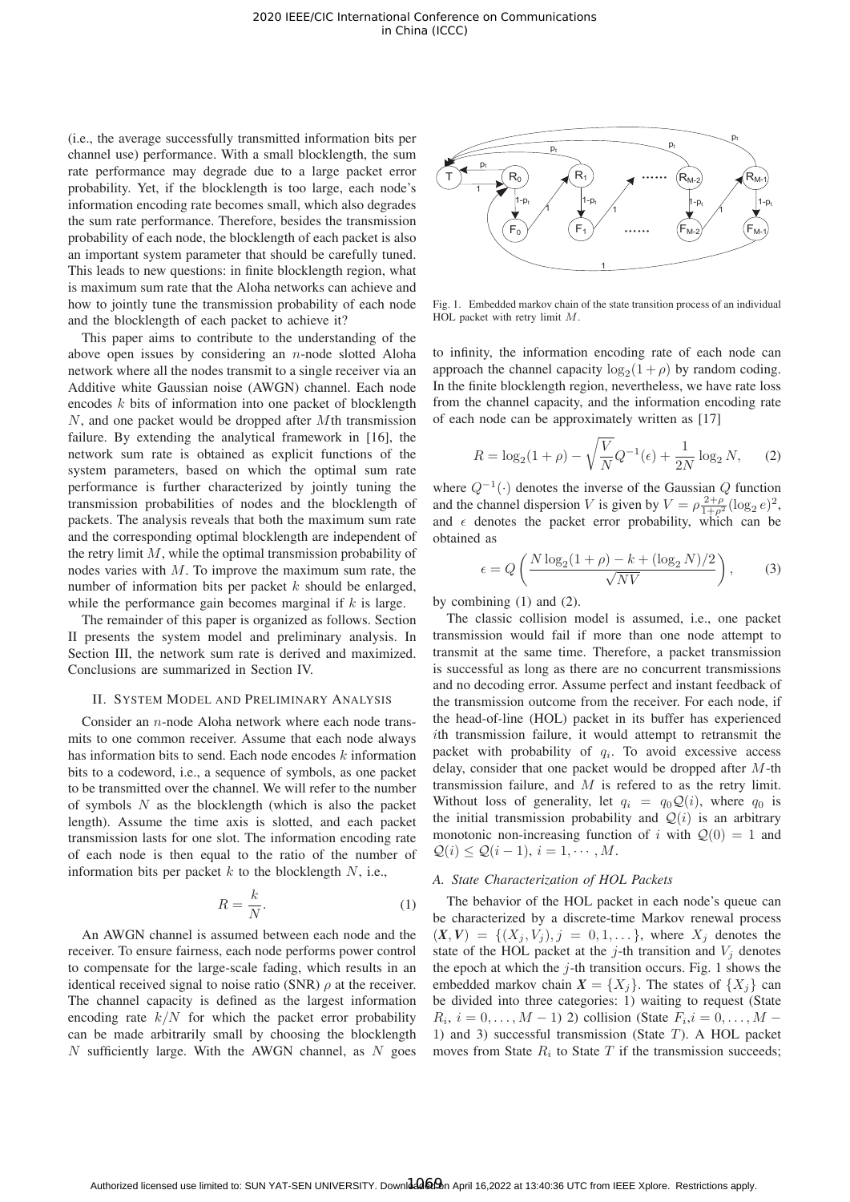(i.e., the average successfully transmitted information bits per channel use) performance. With a small blocklength, the sum rate performance may degrade due to a large packet error probability. Yet, if the blocklength is too large, each node's information encoding rate becomes small, which also degrades the sum rate performance. Therefore, besides the transmission probability of each node, the blocklength of each packet is also an important system parameter that should be carefully tuned. This leads to new questions: in finite blocklength region, what is maximum sum rate that the Aloha networks can achieve and how to jointly tune the transmission probability of each node and the blocklength of each packet to achieve it?

This paper aims to contribute to the understanding of the above open issues by considering an $n$-node slotted Aloha network where all the nodes transmit to a single receiver via an Additive white Gaussian noise (AWGN) channel. Each node encodes $k$ bits of information into one packet of blocklength $N$, and one packet would be dropped after $M$th transmission failure. By extending the analytical framework in [16], the network sum rate is obtained as explicit functions of the system parameters, based on which the optimal sum rate performance is further characterized by jointly tuning the transmission probabilities of nodes and the blocklength of packets. The analysis reveals that both the maximum sum rate and the corresponding optimal blocklength are independent of the retry limit $M$, while the optimal transmission probability of nodes varies with $M$. To improve the maximum sum rate, the number of information bits per packet $k$ should be enlarged, while the performance gain becomes marginal if $k$ is large.

The remainder of this paper is organized as follows. Section II presents the system model and preliminary analysis. In Section III, the network sum rate is derived and maximized. Conclusions are summarized in Section IV.

## II. System Model and Preliminary Analysis

Consider an $n$-node Aloha network where each node transmits to one common receiver. Assume that each node always has information bits to send. Each node encodes $k$ information bits to a codeword, i.e., a sequence of symbols, as one packet to be transmitted over the channel. We will refer to the number of symbols $N$ as the blocklength (which is also the packet length). Assume the time axis is slotted, and each packet transmission lasts for one slot. The information encoding rate of each node is then equal to the ratio of the number of information bits per packet $k$ to the blocklength $N$, i.e.,

$$R = \frac{k}{N}. \tag{1}$$

An AWGN channel is assumed between each node and the receiver. To ensure fairness, each node performs power control to compensate for the large-scale fading, which results in an identical received signal to noise ratio (SNR) $\rho$ at the receiver. The channel capacity is defined as the largest information encoding rate $k/N$ for which the packet error probability can be made arbitrarily small by choosing the blocklength $N$ sufficiently large. With the AWGN channel, as $N$ goes to infinity, the information encoding rate of each node can approach the channel capacity $\log_2(1+\rho)$ by random coding. In the finite blocklength region, nevertheless, we have rate loss from the channel capacity, and the information encoding rate of each node can be approximately written as [17]

$$R = \log_2(1+\rho) - \sqrt{\frac{V}{N}}Q^{-1}(\epsilon) + \frac{1}{2N}\log_2 N, \tag{2}$$

where $Q^{-1}(\cdot)$ denotes the inverse of the Gaussian $Q$ function and the channel dispersion $V$ is given by $V = \rho\frac{2+\rho}{1+\rho^2}(\log_2 e)^2$, and $\epsilon$ denotes the packet error probability, which can be obtained as

$$\epsilon = Q\left(\frac{N\log_2(1+\rho) - k + (\log_2 N)/2}{\sqrt{NV}}\right), \tag{3}$$

by combining (1) and (2).

The classic collision model is assumed, i.e., one packet transmission would fail if more than one node attempt to transmit at the same time. Therefore, a packet transmission is successful as long as there are no concurrent transmissions and no decoding error. Assume perfect and instant feedback of the transmission outcome from the receiver. For each node, if the head-of-line (HOL) packet in its buffer has experienced $i$th transmission failure, it would attempt to retransmit the packet with probability of $q_i$. To avoid excessive access delay, consider that one packet would be dropped after $M$-th transmission failure, and $M$ is refered to as the retry limit. Without loss of generality, let $q_i = q_0\mathcal{Q}(i)$, where $q_0$ is the initial transmission probability and $\mathcal{Q}(i)$ is an arbitrary monotonic non-increasing function of $i$ with $\mathcal{Q}(0) = 1$ and $\mathcal{Q}(i) \leq \mathcal{Q}(i-1)$, $i = 1, \cdots, M$.

### A. State Characterization of HOL Packets

The behavior of the HOL packet in each node's queue can be characterized by a discrete-time Markov renewal process $(\boldsymbol{X}, \boldsymbol{V}) = \{(X_j, V_j), j = 0, 1, \dots\}$, where $X_j$ denotes the state of the HOL packet at the $j$-th transition and $V_j$ denotes the epoch at which the $j$-th transition occurs. Fig. 1 shows the embedded markov chain $\boldsymbol{X} = \{X_j\}$. The states of $\{X_j\}$ can be divided into three categories: 1) waiting to request (State $R_i$, $i = 0, \dots, M-1$) 2) collision (State $F_i$, $i = 0, \dots, M-1$) and 3) successful transmission (State $T$). A HOL packet moves from State $R_i$ to State $T$ if the transmission succeeds;

Fig. 1. Embedded markov chain of the state transition process of an individual HOL packet with retry limit $M$.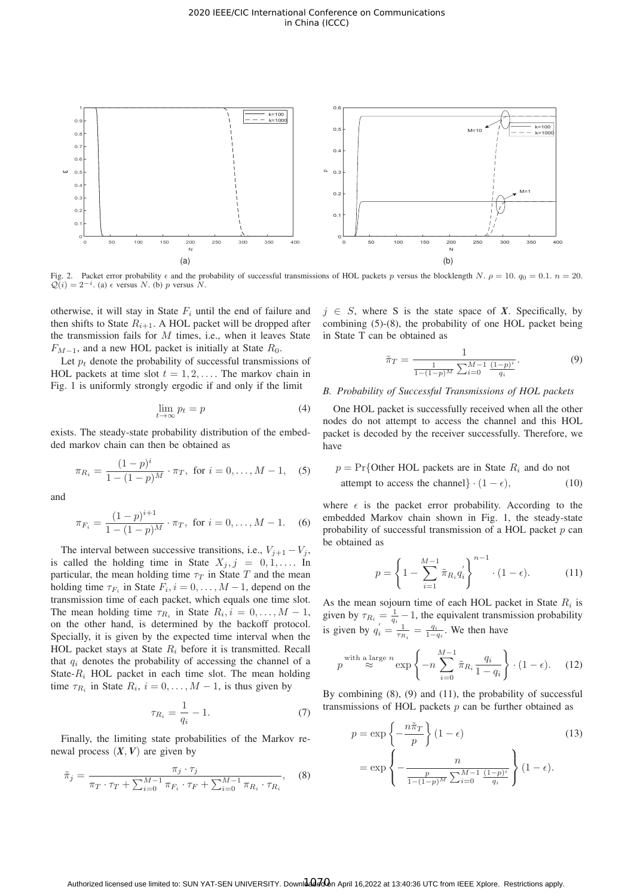Fig. 2. Packet error probability $\epsilon$ and the probability of successful transmissions of HOL packets $p$ versus the blocklength $N$. $\rho = 10$. $q_0 = 0.1$. $n = 20$. $\mathcal{Q}(i) = 2^{-i}$. (a) $\epsilon$ versus $N$. (b) $p$ versus $N$.

otherwise, it will stay in State $F_i$ until the end of failure and then shifts to State $R_{i+1}$. A HOL packet will be dropped after the transmission fails for $M$ times, i.e., when it leaves State $F_{M-1}$, and a new HOL packet is initially at State $R_0$.

Let $p_t$ denote the probability of successful transmissions of HOL packets at time slot $t = 1, 2, \ldots$. The markov chain in Fig. 1 is uniformly strongly ergodic if and only if the limit

$$\lim_{t\to\infty} p_t = p \tag{4}$$

exists. The steady-state probability distribution of the embedded markov chain can then be obtained as

$$\pi_{R_i} = \frac{(1-p)^i}{1-(1-p)^M} \cdot \pi_T, \text{ for } i = 0, \ldots, M-1, \tag{5}$$

and

$$\pi_{F_i} = \frac{(1-p)^{i+1}}{1-(1-p)^M} \cdot \pi_T, \text{ for } i = 0, \ldots, M-1. \tag{6}$$

The interval between successive transitions, i.e., $V_{j+1} - V_j$, is called the holding time in State $X_j, j = 0, 1, \ldots$. In particular, the mean holding time $\tau_T$ in State $T$ and the mean holding time $\tau_{F_i}$ in State $F_i, i = 0, \ldots, M-1$, depend on the transmission time of each packet, which equals one time slot. The mean holding time $\tau_{R_i}$ in State $R_i, i = 0, \ldots, M-1$, on the other hand, is determined by the backoff protocol. Specially, it is given by the expected time interval when the HOL packet stays at State $R_i$ before it is transmitted. Recall that $q_i$ denotes the probability of accessing the channel of a State-$R_i$ HOL packet in each time slot. The mean holding time $\tau_{R_i}$ in State $R_i$, $i = 0, \ldots, M-1$, is thus given by

$$\tau_{R_i} = \frac{1}{q_i} - 1. \tag{7}$$

Finally, the limiting state probabilities of the Markov renewal process $(\boldsymbol{X}, \boldsymbol{V})$ are given by

$$\tilde{\pi}_j = \frac{\pi_j \cdot \tau_j}{\pi_T \cdot \tau_T + \sum_{i=0}^{M-1} \pi_{F_i} \cdot \tau_F + \sum_{i=0}^{M-1} \pi_{R_i} \cdot \tau_{R_i}}, \tag{8}$$

$j \in S$, where S is the state space of $\boldsymbol{X}$. Specifically, by combining (5)-(8), the probability of one HOL packet being in State T can be obtained as

$$\tilde{\pi}_T = \frac{1}{\frac{1}{1-(1-p)^M} \sum_{i=0}^{M-1} \frac{(1-p)^i}{q_i}}. \tag{9}$$

### B. Probability of Successful Transmissions of HOL packets

One HOL packet is successfully received when all the other nodes do not attempt to access the channel and this HOL packet is decoded by the receiver successfully. Therefore, we have

$$\begin{aligned} p = \Pr\{&\text{Other HOL packets are in State } R_i \text{ and do not} \\ &\text{attempt to access the channel}\} \cdot (1 - \epsilon), \end{aligned} \tag{10}$$

where $\epsilon$ is the packet error probability. According to the embedded Markov chain shown in Fig. 1, the steady-state probability of successful transmission of a HOL packet $p$ can be obtained as

$$p = \left\{1 - \sum_{i=1}^{M-1} \tilde{\pi}_{R_i} q_i^{'}\right\}^{n-1} \cdot (1 - \epsilon). \tag{11}$$

As the mean sojourn time of each HOL packet in State $R_i$ is given by $\tau_{R_i} = \frac{1}{q_i} - 1$, the equivalent transmission probability is given by $q_i^{'} = \frac{1}{\tau_{R_i}} = \frac{q_i}{1-q_i}$. We then have

$$p \overset{\text{with a large } n}{\approx} \exp\left\{-n \sum_{i=0}^{M-1} \tilde{\pi}_{R_i} \frac{q_i}{1-q_i}\right\} \cdot (1 - \epsilon). \tag{12}$$

By combining (8), (9) and (11), the probability of successful transmissions of HOL packets $p$ can be further obtained as

$$\begin{aligned} p &= \exp\left\{-\frac{n\tilde{\pi}_T}{p}\right\}(1 - \epsilon) \\ &= \exp\left\{-\frac{n}{\frac{p}{1-(1-p)^M} \sum_{i=0}^{M-1} \frac{(1-p)^i}{q_i}}\right\}(1 - \epsilon). \end{aligned} \tag{13}$$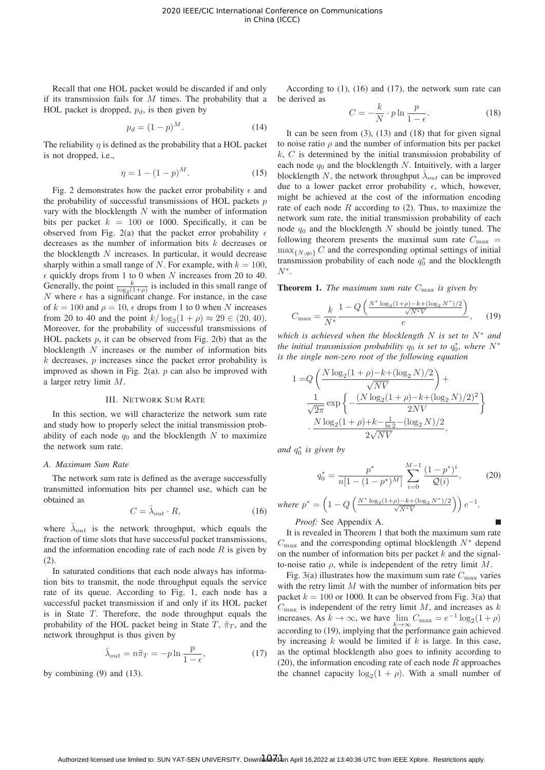Recall that one HOL packet would be discarded if and only if its transmission fails for $M$ times. The probability that a HOL packet is dropped, $p_d$, is then given by

$$p_d = (1-p)^M. \tag{14}$$

The reliability $\eta$ is defined as the probability that a HOL packet is not dropped, i.e.,

$$\eta = 1-(1-p)^M. \tag{15}$$

Fig. 2 demonstrates how the packet error probability $\epsilon$ and the probability of successful transmissions of HOL packets $p$ vary with the blocklength $N$ with the number of information bits per packet $k = 100$ or 1000. Specifically, it can be observed from Fig. 2(a) that the packet error probability $\epsilon$ decreases as the number of information bits $k$ decreases or the blocklength $N$ increases. In particular, it would decrease sharply within a small range of $N$. For example, with $k = 100$, $\epsilon$ quickly drops from 1 to 0 when $N$ increases from 20 to 40. Generally, the point $\frac{k}{\log_2(1+\rho)}$ is included in this small range of $N$ where $\epsilon$ has a significant change. For instance, in the case of $k = 100$ and $\rho = 10$, $\epsilon$ drops from 1 to 0 when $N$ increases from 20 to 40 and the point $k/\log_2(1+\rho) \approx 29 \in (20, 40)$. Moreover, for the probability of successful transmissions of HOL packets $p$, it can be observed from Fig. 2(b) that as the blocklength $N$ increases or the number of information bits $k$ decreases, $p$ increases since the packet error probability is improved as shown in Fig. 2(a). $p$ can also be improved with a larger retry limit $M$.

## III. Network Sum Rate

In this section, we will characterize the network sum rate and study how to properly select the initial transmission probability of each node $q_0$ and the blocklength $N$ to maximize the network sum rate.

### A. Maximum Sum Rate

The network sum rate is defined as the average successfully transmitted information bits per channel use, which can be obtained as

$$C = \hat{\lambda}_{out} \cdot R, \tag{16}$$

where $\hat{\lambda}_{out}$ is the network throughput, which equals the fraction of time slots that have successful packet transmissions, and the information encoding rate of each node $R$ is given by (2).

In saturated conditions that each node always has information bits to transmit, the node throughput equals the service rate of its queue. According to Fig. 1, each node has a successful packet transmission if and only if its HOL packet is in State $T$. Therefore, the node throughput equals the probability of the HOL packet being in State $T$, $\tilde{\pi}_T$, and the network throughput is thus given by

$$\hat{\lambda}_{out} = n\tilde{\pi}_T = -p\ln\frac{p}{1-\epsilon}, \tag{17}$$

by combining (9) and (13).

According to (1), (16) and (17), the network sum rate can be derived as

$$C = -\frac{k}{N}\cdot p\ln\frac{p}{1-\epsilon}. \tag{18}$$

It can be seen from (3), (13) and (18) that for given signal to noise ratio $\rho$ and the number of information bits per packet $k$, $C$ is determined by the initial transmission probability of each node $q_0$ and the blocklength $N$. Intuitively, with a larger blocklength $N$, the network throughput $\hat{\lambda}_{out}$ can be improved due to a lower packet error probability $\epsilon$, which, however, might be achieved at the cost of the information encoding rate of each node $R$ according to (2). Thus, to maximize the network sum rate, the initial transmission probability of each node $q_0$ and the blocklength $N$ should be jointly tuned. The following theorem presents the maximal sum rate $C_{\max} = \max_{\{N,q_0\}} C$ and the corresponding optimal settings of initial transmission probability of each node $q_0^*$ and the blocklength $N^*$.

**Theorem 1.** *The maximum sum rate $C_{\max}$ is given by*

$$C_{\max} = \frac{k}{N^*}\frac{1-Q\left(\frac{N^*\log_2(1+\rho)-k+(\log_2 N^*)/2}{\sqrt{N^* V}}\right)}{e}, \tag{19}$$

*which is achieved when the blocklength $N$ is set to $N^*$ and the initial transmission probability $q_0$ is set to $q_0^*$, where $N^*$ is the single non-zero root of the following equation*

$$\begin{aligned}
1 =& Q\left(\frac{N\log_2(1+\rho)-k+(\log_2 N)/2}{\sqrt{NV}}\right) + \\
&\frac{1}{\sqrt{2\pi}}\exp\left\{-\frac{(N\log_2(1+\rho)-k+(\log_2 N)/2)^2}{2NV}\right\} \\
&\cdot\frac{N\log_2(1+\rho)+k-\frac{1}{\ln 2}-(\log_2 N)/2}{2\sqrt{NV}},
\end{aligned}$$

*and $q_0^*$ is given by*

$$q_0^* = \frac{p^*}{n[1-(1-p^*)^M]}\sum_{i=0}^{M-1}\frac{(1-p^*)^i}{\mathcal{Q}(i)}, \tag{20}$$

*where $p^* = \left(1-Q\left(\frac{N^*\log_2(1+\rho)-k+(\log_2 N^*)/2}{\sqrt{N^* V}}\right)\right)e^{-1}$.* ∎

*Proof:* See Appendix A.

It is revealed in Theorem 1 that both the maximum sum rate $C_{\max}$ and the corresponding optimal blocklength $N^*$ depend on the number of information bits per packet $k$ and the signal-to-noise ratio $\rho$, while is independent of the retry limit $M$.

Fig. 3(a) illustrates how the maximum sum rate $C_{\max}$ varies with the retry limit $M$ with the number of information bits per packet $k = 100$ or 1000. It can be observed from Fig. 3(a) that $C_{\max}$ is independent of the retry limit $M$, and increases as $k$ increases. As $k \to \infty$, we have $\lim_{k\to\infty} C_{\max} = e^{-1}\log_2(1+\rho)$ according to (19), implying that the performance gain achieved by increasing $k$ would be limited if $k$ is large. In this case, as the optimal blocklength also goes to infinity according to (20), the information encoding rate of each node $R$ approaches the channel capacity $\log_2(1+\rho)$. With a small number of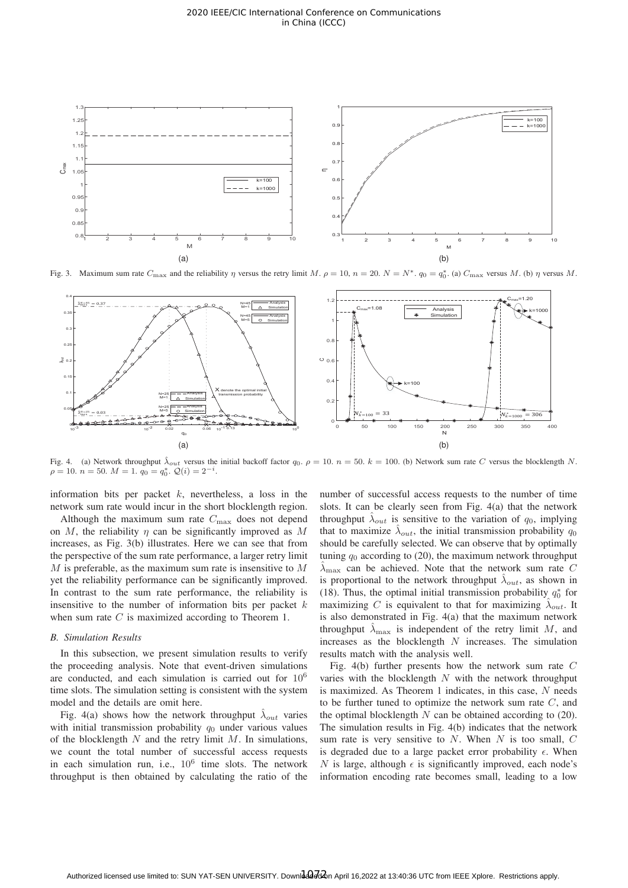Fig. 3. Maximum sum rate $C_{\max}$ and the reliability $\eta$ versus the retry limit $M$. $\rho = 10$, $n = 20$. $N = N^*$. $q_0 = q_0^*$. (a) $C_{\max}$ versus $M$. (b) $\eta$ versus $M$.

Fig. 4. (a) Network throughput $\hat{\lambda}_{out}$ versus the initial backoff factor $q_0$. $\rho = 10$. $n = 50$. $k = 100$. (b) Network sum rate $C$ versus the blocklength $N$. $\rho = 10$. $n = 50$. $M = 1$. $q_0 = q_0^*$. $\mathcal{Q}(i) = 2^{-i}$.

information bits per packet $k$, nevertheless, a loss in the network sum rate would incur in the short blocklength region.

Although the maximum sum rate $C_{\max}$ does not depend on $M$, the reliability $\eta$ can be significantly improved as $M$ increases, as Fig. 3(b) illustrates. Here we can see that from the perspective of the sum rate performance, a larger retry limit $M$ is preferable, as the maximum sum rate is insensitive to $M$ yet the reliability performance can be significantly improved. In contrast to the sum rate performance, the reliability is insensitive to the number of information bits per packet $k$ when sum rate $C$ is maximized according to Theorem 1.

### B. Simulation Results

In this subsection, we present simulation results to verify the proceeding analysis. Note that event-driven simulations are conducted, and each simulation is carried out for $10^6$ time slots. The simulation setting is consistent with the system model and the details are omit here.

Fig. 4(a) shows how the network throughput $\hat{\lambda}_{out}$ varies with initial transmission probability $q_0$ under various values of the blocklength $N$ and the retry limit $M$. In simulations, we count the total number of successful access requests in each simulation run, i.e., $10^6$ time slots. The network throughput is then obtained by calculating the ratio of the number of successful access requests to the number of time slots. It can be clearly seen from Fig. 4(a) that the network throughput $\hat{\lambda}_{out}$ is sensitive to the variation of $q_0$, implying that to maximize $\hat{\lambda}_{out}$, the initial transmission probability $q_0$ should be carefully selected. We can observe that by optimally tuning $q_0$ according to (20), the maximum network throughput $\hat{\lambda}_{\max}$ can be achieved. Note that the network sum rate $C$ is proportional to the network throughput $\hat{\lambda}_{out}$, as shown in (18). Thus, the optimal initial transmission probability $q_0^*$ for maximizing $C$ is equivalent to that for maximizing $\hat{\lambda}_{out}$. It is also demonstrated in Fig. 4(a) that the maximum network throughput $\hat{\lambda}_{\max}$ is independent of the retry limit $M$, and increases as the blocklength $N$ increases. The simulation results match with the analysis well.

Fig. 4(b) further presents how the network sum rate $C$ varies with the blocklength $N$ with the network throughput is maximized. As Theorem 1 indicates, in this case, $N$ needs to be further tuned to optimize the network sum rate $C$, and the optimal blocklength $N$ can be obtained according to (20). The simulation results in Fig. 4(b) indicates that the network sum rate is very sensitive to $N$. When $N$ is too small, $C$ is degraded due to a large packet error probability $\epsilon$. When $N$ is large, although $\epsilon$ is significantly improved, each node's information encoding rate becomes small, leading to a low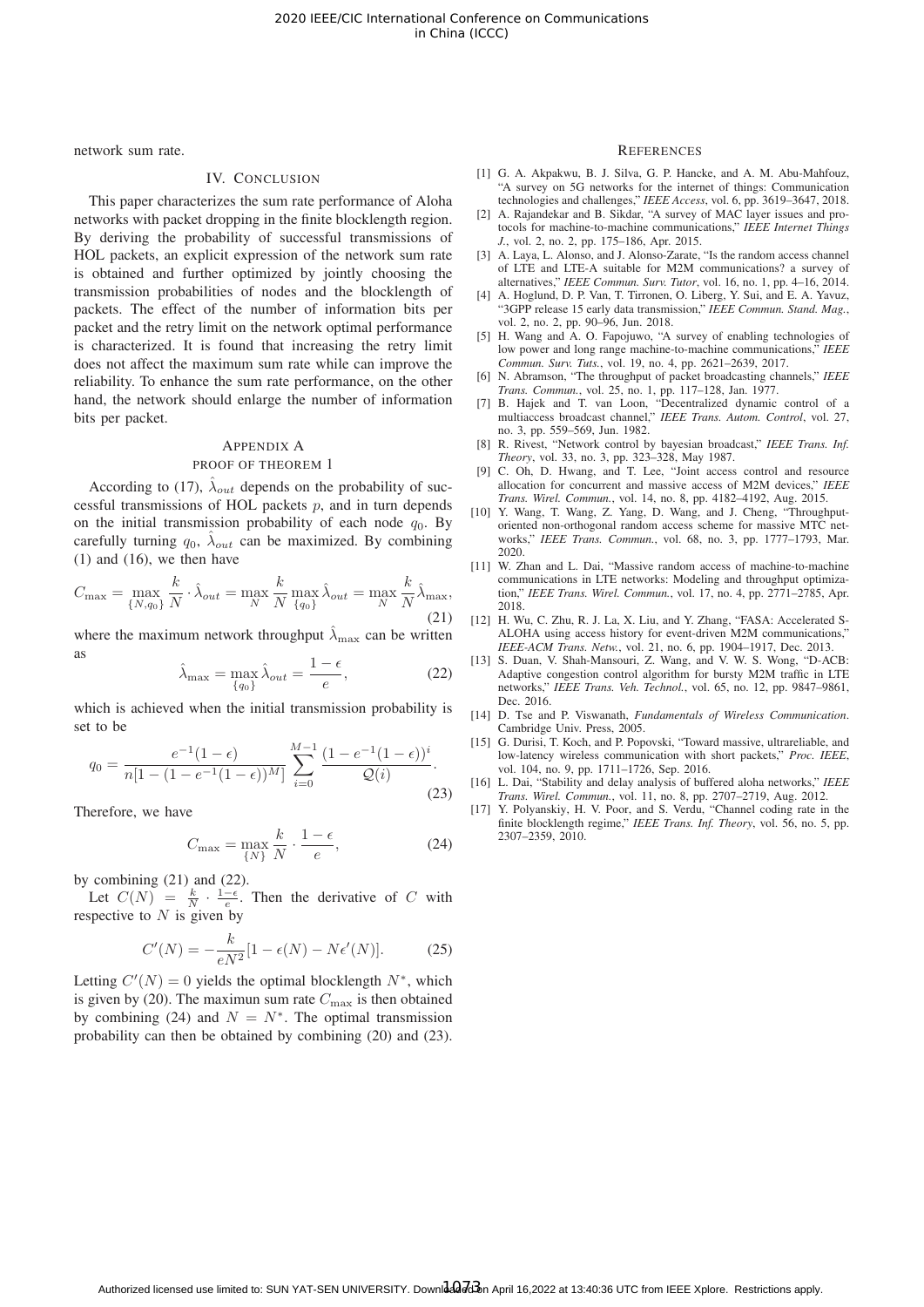network sum rate.

## IV. Conclusion

This paper characterizes the sum rate performance of Aloha networks with packet dropping in the finite blocklength region. By deriving the probability of successful transmissions of HOL packets, an explicit expression of the network sum rate is obtained and further optimized by jointly choosing the transmission probabilities of nodes and the blocklength of packets. The effect of the number of information bits per packet and the retry limit on the network optimal performance is characterized. It is found that increasing the retry limit does not affect the maximum sum rate while can improve the reliability. To enhance the sum rate performance, on the other hand, the network should enlarge the number of information bits per packet.

## Appendix A
### Proof of Theorem 1

According to (17), $\hat{\lambda}_{out}$ depends on the probability of successful transmissions of HOL packets $p$, and in turn depends on the initial transmission probability of each node $q_0$. By carefully turning $q_0$, $\hat{\lambda}_{out}$ can be maximized. By combining (1) and (16), we then have

$$C_{\max} = \max_{\{N,q_0\}} \frac{k}{N} \cdot \hat{\lambda}_{out} = \max_{N} \frac{k}{N} \max_{\{q_0\}} \hat{\lambda}_{out} = \max_{N} \frac{k}{N} \hat{\lambda}_{\max}, \tag{21}$$

where the maximum network throughput $\hat{\lambda}_{\max}$ can be written as

$$\hat{\lambda}_{\max} = \max_{\{q_0\}} \hat{\lambda}_{out} = \frac{1-\epsilon}{e}, \tag{22}$$

which is achieved when the initial transmission probability is set to be

$$q_0 = \frac{e^{-1}(1-\epsilon)}{n[1-(1-e^{-1}(1-\epsilon))^M]} \sum_{i=0}^{M-1} \frac{(1-e^{-1}(1-\epsilon))^i}{\mathcal{Q}(i)}. \tag{23}$$

Therefore, we have

$$C_{\max} = \max_{\{N\}} \frac{k}{N} \cdot \frac{1-\epsilon}{e}, \tag{24}$$

by combining (21) and (22).

Let $C(N) = \frac{k}{N} \cdot \frac{1-\epsilon}{e}$. Then the derivative of $C$ with respective to $N$ is given by

$$C'(N) = -\frac{k}{eN^2}[1-\epsilon(N) - N\epsilon'(N)]. \tag{25}$$

Letting $C'(N) = 0$ yields the optimal blocklength $N^*$, which is given by (20). The maximun sum rate $C_{\max}$ is then obtained by combining (24) and $N = N^*$. The optimal transmission probability can then be obtained by combining (20) and (23).

## References

[1] G. A. Akpakwu, B. J. Silva, G. P. Hancke, and A. M. Abu-Mahfouz, "A survey on 5G networks for the internet of things: Communication technologies and challenges," *IEEE Access*, vol. 6, pp. 3619–3647, 2018.

[2] A. Rajandekar and B. Sikdar, "A survey of MAC layer issues and protocols for machine-to-machine communications," *IEEE Internet Things J.*, vol. 2, no. 2, pp. 175–186, Apr. 2015.

[3] A. Laya, L. Alonso, and J. Alonso-Zarate, "Is the random access channel of LTE and LTE-A suitable for M2M communications? a survey of alternatives," *IEEE Commun. Surv. Tutor*, vol. 16, no. 1, pp. 4–16, 2014.

[4] A. Hoglund, D. P. Van, T. Tirronen, O. Liberg, Y. Sui, and E. A. Yavuz, "3GPP release 15 early data transmission," *IEEE Commun. Stand. Mag.*, vol. 2, no. 2, pp. 90–96, Jun. 2018.

[5] H. Wang and A. O. Fapojuwo, "A survey of enabling technologies of low power and long range machine-to-machine communications," *IEEE Commun. Surv. Tuts.*, vol. 19, no. 4, pp. 2621–2639, 2017.

[6] N. Abramson, "The throughput of packet broadcasting channels," *IEEE Trans. Commun.*, vol. 25, no. 1, pp. 117–128, Jan. 1977.

[7] B. Hajek and T. van Loon, "Decentralized dynamic control of a multiaccess broadcast channel," *IEEE Trans. Autom. Control*, vol. 27, no. 3, pp. 559–569, Jun. 1982.

[8] R. Rivest, "Network control by bayesian broadcast," *IEEE Trans. Inf. Theory*, vol. 33, no. 3, pp. 323–328, May 1987.

[9] C. Oh, D. Hwang, and T. Lee, "Joint access control and resource allocation for concurrent and massive access of M2M devices," *IEEE Trans. Wirel. Commun.*, vol. 14, no. 8, pp. 4182–4192, Aug. 2015.

[10] Y. Wang, T. Wang, Z. Yang, D. Wang, and J. Cheng, "Throughput-oriented non-orthogonal random access scheme for massive MTC networks," *IEEE Trans. Commun.*, vol. 68, no. 3, pp. 1777–1793, Mar. 2020.

[11] W. Zhan and L. Dai, "Massive random access of machine-to-machine communications in LTE networks: Modeling and throughput optimization," *IEEE Trans. Wirel. Commun.*, vol. 17, no. 4, pp. 2771–2785, Apr. 2018.

[12] H. Wu, C. Zhu, R. J. La, X. Liu, and Y. Zhang, "FASA: Accelerated S-ALOHA using access history for event-driven M2M communications," *IEEE-ACM Trans. Netw.*, vol. 21, no. 6, pp. 1904–1917, Dec. 2013.

[13] S. Duan, V. Shah-Mansouri, Z. Wang, and V. W. S. Wong, "D-ACB: Adaptive congestion control algorithm for bursty M2M traffic in LTE networks," *IEEE Trans. Veh. Technol.*, vol. 65, no. 12, pp. 9847–9861, Dec. 2016.

[14] D. Tse and P. Viswanath, *Fundamentals of Wireless Communication*. Cambridge Univ. Press, 2005.

[15] G. Durisi, T. Koch, and P. Popovski, "Toward massive, ultrareliable, and low-latency wireless communication with short packets," *Proc. IEEE*, vol. 104, no. 9, pp. 1711–1726, Sep. 2016.

[16] L. Dai, "Stability and delay analysis of buffered aloha networks," *IEEE Trans. Wirel. Commun.*, vol. 11, no. 8, pp. 2707–2719, Aug. 2012.

[17] Y. Polyanskiy, H. V. Poor, and S. Verdu, "Channel coding rate in the finite blocklength regime," *IEEE Trans. Inf. Theory*, vol. 56, no. 5, pp. 2307–2359, 2010.